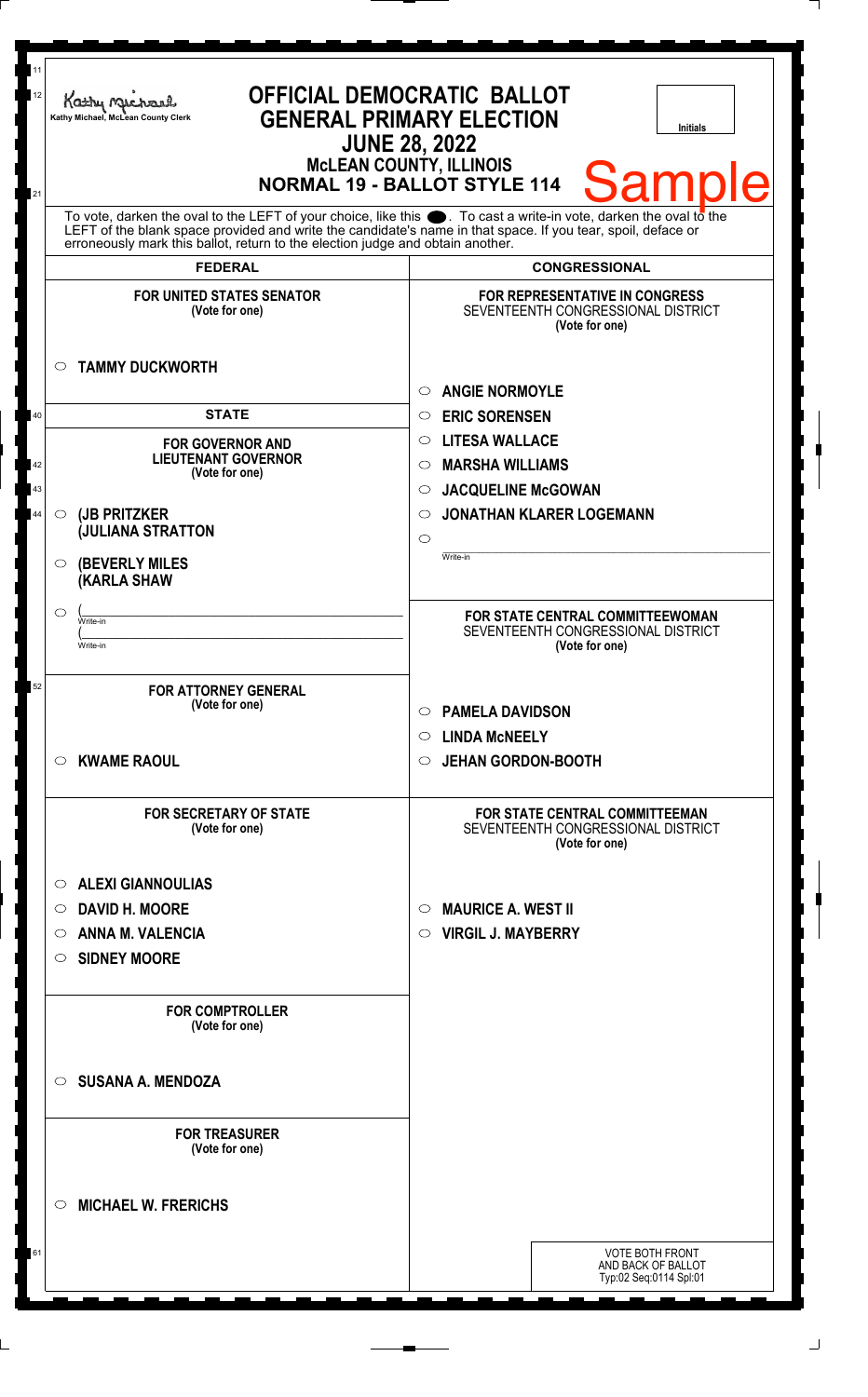Kathy Michael, McLean County Clerk

# OFFICIAL DEMOCRATIC BALLOT
## GENERAL PRIMARY ELECTION
## JUNE 28, 2022
### McLEAN COUNTY, ILLINOIS
### NORMAL 19 - BALLOT STYLE 114

Initials

Sample

To vote, darken the oval to the LEFT of your choice, like this ⬤. To cast a write-in vote, darken the oval to the LEFT of the blank space provided and write the candidate's name in that space. If you tear, spoil, deface or erroneously mark this ballot, return to the election judge and obtain another.

## FEDERAL

**FOR UNITED STATES SENATOR**
(Vote for one)

- ○ **TAMMY DUCKWORTH**

## STATE

**FOR GOVERNOR AND LIEUTENANT GOVERNOR**
(Vote for one)

- ○ **(JB PRITZKER (JULIANA STRATTON**
- ○ **(BEVERLY MILES (KARLA SHAW**
- ○ ( ______________ Write-in ( ______________ Write-in

**FOR ATTORNEY GENERAL**
(Vote for one)

- ○ **KWAME RAOUL**

**FOR SECRETARY OF STATE**
(Vote for one)

- ○ **ALEXI GIANNOULIAS**
- ○ **DAVID H. MOORE**
- ○ **ANNA M. VALENCIA**
- ○ **SIDNEY MOORE**

**FOR COMPTROLLER**
(Vote for one)

- ○ **SUSANA A. MENDOZA**

**FOR TREASURER**
(Vote for one)

- ○ **MICHAEL W. FRERICHS**

## CONGRESSIONAL

**FOR REPRESENTATIVE IN CONGRESS**
SEVENTEENTH CONGRESSIONAL DISTRICT
(Vote for one)

- ○ **ANGIE NORMOYLE**
- ○ **ERIC SORENSEN**
- ○ **LITESA WALLACE**
- ○ **MARSHA WILLIAMS**
- ○ **JACQUELINE McGOWAN**
- ○ **JONATHAN KLARER LOGEMANN**
- ○ ______________ Write-in

**FOR STATE CENTRAL COMMITTEEWOMAN**
SEVENTEENTH CONGRESSIONAL DISTRICT
(Vote for one)

- ○ **PAMELA DAVIDSON**
- ○ **LINDA McNEELY**
- ○ **JEHAN GORDON-BOOTH**

**FOR STATE CENTRAL COMMITTEEMAN**
SEVENTEENTH CONGRESSIONAL DISTRICT
(Vote for one)

- ○ **MAURICE A. WEST II**
- ○ **VIRGIL J. MAYBERRY**

VOTE BOTH FRONT AND BACK OF BALLOT
Typ:02 Seq:0114 Spl:01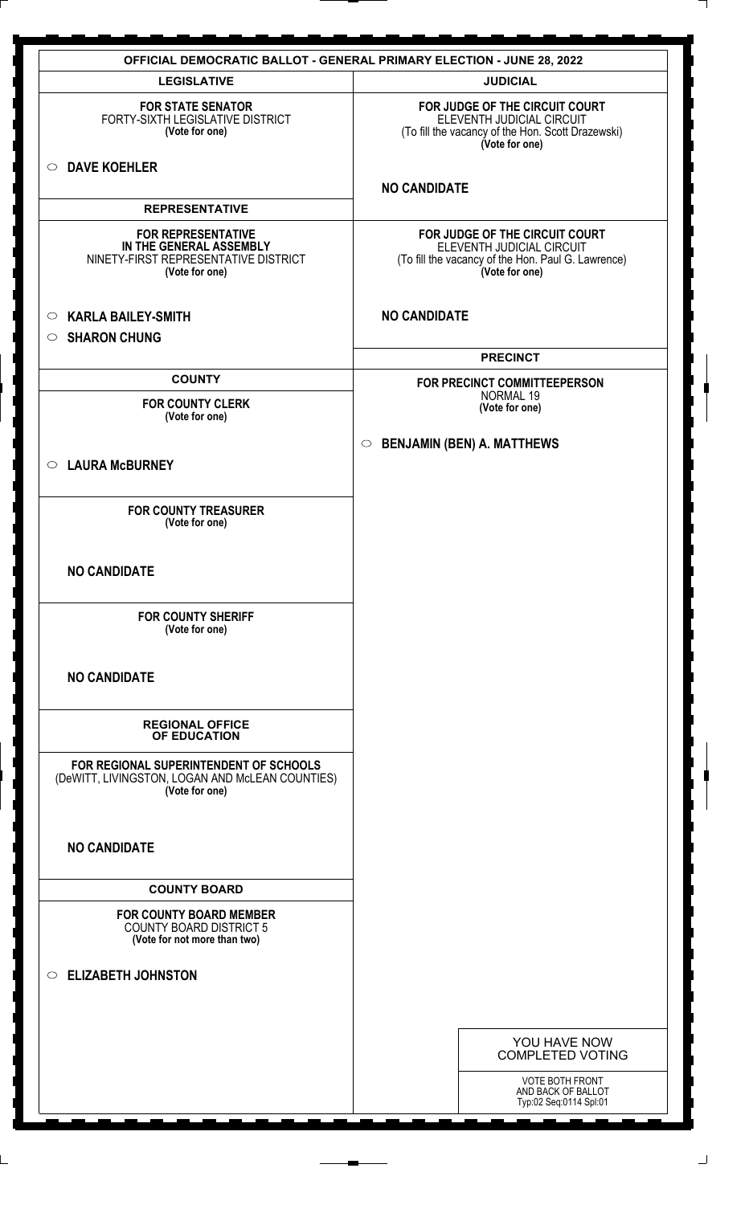# OFFICIAL DEMOCRATIC BALLOT - GENERAL PRIMARY ELECTION - JUNE 28, 2022

## LEGISLATIVE

**FOR STATE SENATOR**
FORTY-SIXTH LEGISLATIVE DISTRICT
**(Vote for one)**

○ **DAVE KOEHLER**

## REPRESENTATIVE

**FOR REPRESENTATIVE IN THE GENERAL ASSEMBLY**
NINETY-FIRST REPRESENTATIVE DISTRICT
**(Vote for one)**

○ **KARLA BAILEY-SMITH**
○ **SHARON CHUNG**

## COUNTY

**FOR COUNTY CLERK**
**(Vote for one)**

○ **LAURA McBURNEY**

**FOR COUNTY TREASURER**
**(Vote for one)**

**NO CANDIDATE**

**FOR COUNTY SHERIFF**
**(Vote for one)**

**NO CANDIDATE**

## REGIONAL OFFICE OF EDUCATION

**FOR REGIONAL SUPERINTENDENT OF SCHOOLS**
(DeWITT, LIVINGSTON, LOGAN AND McLEAN COUNTIES)
**(Vote for one)**

**NO CANDIDATE**

## COUNTY BOARD

**FOR COUNTY BOARD MEMBER**
COUNTY BOARD DISTRICT 5
**(Vote for not more than two)**

○ **ELIZABETH JOHNSTON**

## JUDICIAL

**FOR JUDGE OF THE CIRCUIT COURT**
ELEVENTH JUDICIAL CIRCUIT
(To fill the vacancy of the Hon. Scott Drazewski)
**(Vote for one)**

**NO CANDIDATE**

**FOR JUDGE OF THE CIRCUIT COURT**
ELEVENTH JUDICIAL CIRCUIT
(To fill the vacancy of the Hon. Paul G. Lawrence)
**(Vote for one)**

**NO CANDIDATE**

## PRECINCT

**FOR PRECINCT COMMITTEEPERSON**
NORMAL 19
**(Vote for one)**

○ **BENJAMIN (BEN) A. MATTHEWS**

YOU HAVE NOW COMPLETED VOTING

VOTE BOTH FRONT AND BACK OF BALLOT
Typ:02 Seq:0114 Spl:01